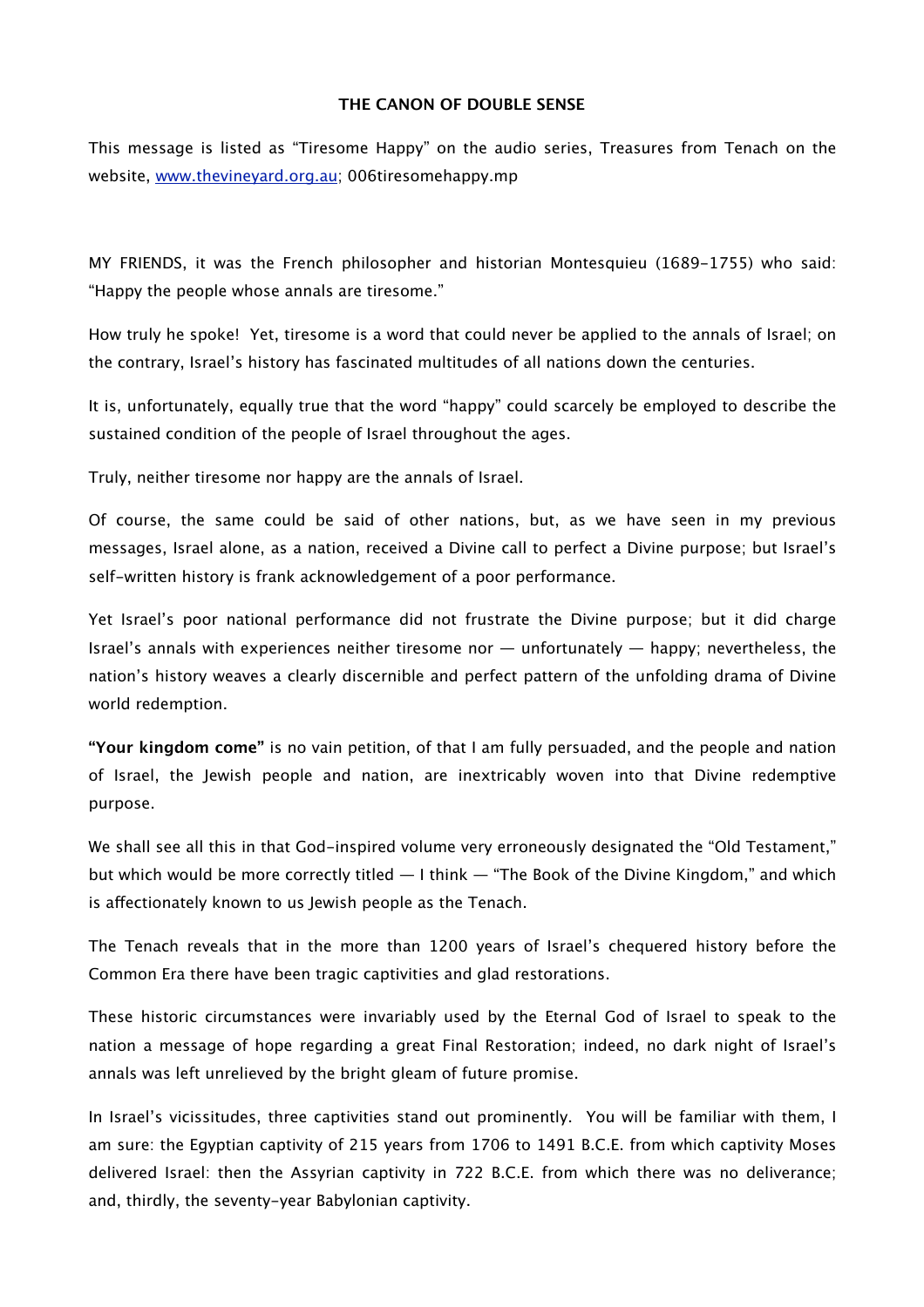**THE CANON OF DOUBLE SENSE**

This message is listed as "Tiresome Happy" on the audio series, Treasures from Tenach on the website, [www.thevineyard.org.au](http://www.thevineyard.org.au); 006tiresomehappy.mp

MY FRIENDS, it was the French philosopher and historian Montesquieu (1689-1755) who said: "Happy the people whose annals are tiresome."

How truly he spoke! Yet, tiresome is a word that could never be applied to the annals of Israel; on the contrary, Israel's history has fascinated multitudes of all nations down the centuries.

It is, unfortunately, equally true that the word "happy" could scarcely be employed to describe the sustained condition of the people of Israel throughout the ages.

Truly, neither tiresome nor happy are the annals of Israel.

Of course, the same could be said of other nations, but, as we have seen in my previous messages, Israel alone, as a nation, received a Divine call to perfect a Divine purpose; but Israel's self-written history is frank acknowledgement of a poor performance.

Yet Israel's poor national performance did not frustrate the Divine purpose; but it did charge Israel's annals with experiences neither tiresome nor — unfortunately — happy; nevertheless, the nation's history weaves a clearly discernible and perfect pattern of the unfolding drama of Divine world redemption.

**"Your kingdom come"** is no vain petition, of that I am fully persuaded, and the people and nation of Israel, the Jewish people and nation, are inextricably woven into that Divine redemptive purpose.

We shall see all this in that God-inspired volume very erroneously designated the "Old Testament," but which would be more correctly titled — I think — "The Book of the Divine Kingdom," and which is affectionately known to us Jewish people as the Tenach.

The Tenach reveals that in the more than 1200 years of Israel's chequered history before the Common Era there have been tragic captivities and glad restorations.

These historic circumstances were invariably used by the Eternal God of Israel to speak to the nation a message of hope regarding a great Final Restoration; indeed, no dark night of Israel's annals was left unrelieved by the bright gleam of future promise.

In Israel's vicissitudes, three captivities stand out prominently. You will be familiar with them, I am sure: the Egyptian captivity of 215 years from 1706 to 1491 B.C.E. from which captivity Moses delivered Israel: then the Assyrian captivity in 722 B.C.E. from which there was no deliverance; and, thirdly, the seventy-year Babylonian captivity.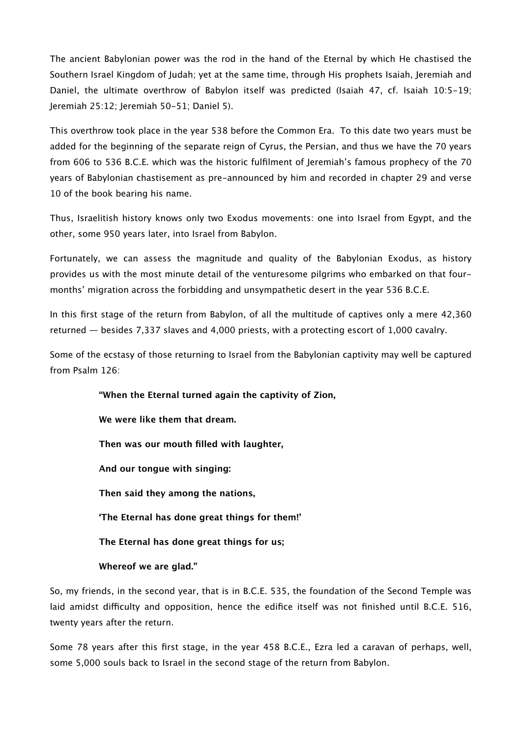The ancient Babylonian power was the rod in the hand of the Eternal by which He chastised the Southern Israel Kingdom of Judah; yet at the same time, through His prophets Isaiah, Jeremiah and Daniel, the ultimate overthrow of Babylon itself was predicted (Isaiah 47, cf. Isaiah 10:5-19; Jeremiah 25:12; Jeremiah 50-51; Daniel 5).

This overthrow took place in the year 538 before the Common Era. To this date two years must be added for the beginning of the separate reign of Cyrus, the Persian, and thus we have the 70 years from 606 to 536 B.C.E. which was the historic fulfilment of Jeremiah's famous prophecy of the 70 years of Babylonian chastisement as pre-announced by him and recorded in chapter 29 and verse 10 of the book bearing his name.

Thus, Israelitish history knows only two Exodus movements: one into Israel from Egypt, and the other, some 950 years later, into Israel from Babylon.

Fortunately, we can assess the magnitude and quality of the Babylonian Exodus, as history provides us with the most minute detail of the venturesome pilgrims who embarked on that four-months' migration across the forbidding and unsympathetic desert in the year 536 B.C.E.

In this first stage of the return from Babylon, of all the multitude of captives only a mere 42,360 returned — besides 7,337 slaves and 4,000 priests, with a protecting escort of 1,000 cavalry.

Some of the ecstasy of those returning to Israel from the Babylonian captivity may well be captured from Psalm 126:

> **"When the Eternal turned again the captivity of Zion,**
>
> **We were like them that dream.**
>
> **Then was our mouth filled with laughter,**
>
> **And our tongue with singing:**
>
> **Then said they among the nations,**
>
> **'The Eternal has done great things for them!'**
>
> **The Eternal has done great things for us;**
>
> **Whereof we are glad."**

So, my friends, in the second year, that is in B.C.E. 535, the foundation of the Second Temple was laid amidst difficulty and opposition, hence the edifice itself was not finished until B.C.E. 516, twenty years after the return.

Some 78 years after this first stage, in the year 458 B.C.E., Ezra led a caravan of perhaps, well, some 5,000 souls back to Israel in the second stage of the return from Babylon.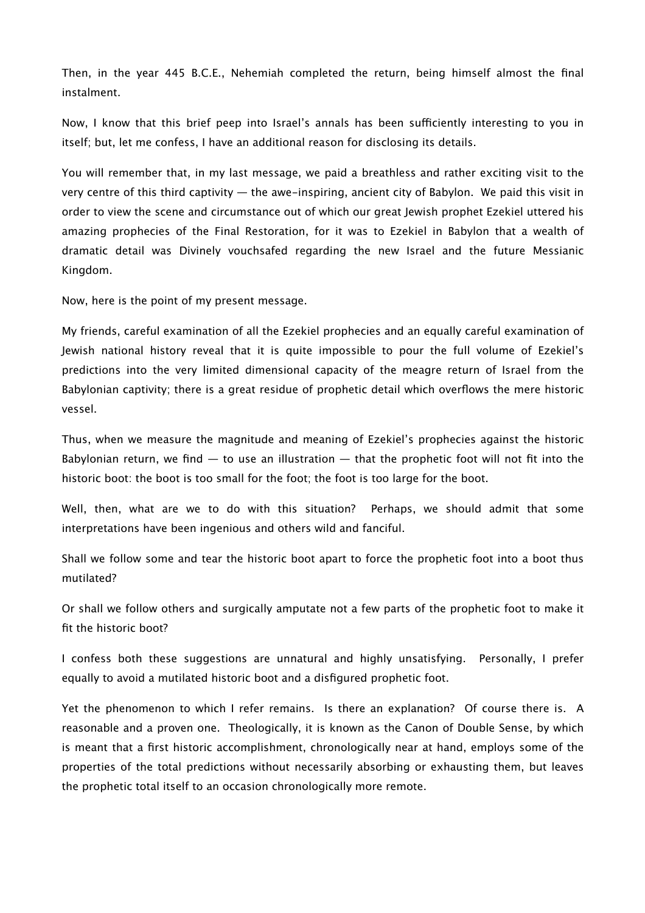Then, in the year 445 B.C.E., Nehemiah completed the return, being himself almost the final instalment.

Now, I know that this brief peep into Israel's annals has been sufficiently interesting to you in itself; but, let me confess, I have an additional reason for disclosing its details.

You will remember that, in my last message, we paid a breathless and rather exciting visit to the very centre of this third captivity — the awe-inspiring, ancient city of Babylon. We paid this visit in order to view the scene and circumstance out of which our great Jewish prophet Ezekiel uttered his amazing prophecies of the Final Restoration, for it was to Ezekiel in Babylon that a wealth of dramatic detail was Divinely vouchsafed regarding the new Israel and the future Messianic Kingdom.

Now, here is the point of my present message.

My friends, careful examination of all the Ezekiel prophecies and an equally careful examination of Jewish national history reveal that it is quite impossible to pour the full volume of Ezekiel's predictions into the very limited dimensional capacity of the meagre return of Israel from the Babylonian captivity; there is a great residue of prophetic detail which overflows the mere historic vessel.

Thus, when we measure the magnitude and meaning of Ezekiel's prophecies against the historic Babylonian return, we find — to use an illustration — that the prophetic foot will not fit into the historic boot: the boot is too small for the foot; the foot is too large for the boot.

Well, then, what are we to do with this situation? Perhaps, we should admit that some interpretations have been ingenious and others wild and fanciful.

Shall we follow some and tear the historic boot apart to force the prophetic foot into a boot thus mutilated?

Or shall we follow others and surgically amputate not a few parts of the prophetic foot to make it fit the historic boot?

I confess both these suggestions are unnatural and highly unsatisfying. Personally, I prefer equally to avoid a mutilated historic boot and a disfigured prophetic foot.

Yet the phenomenon to which I refer remains. Is there an explanation? Of course there is. A reasonable and a proven one. Theologically, it is known as the Canon of Double Sense, by which is meant that a first historic accomplishment, chronologically near at hand, employs some of the properties of the total predictions without necessarily absorbing or exhausting them, but leaves the prophetic total itself to an occasion chronologically more remote.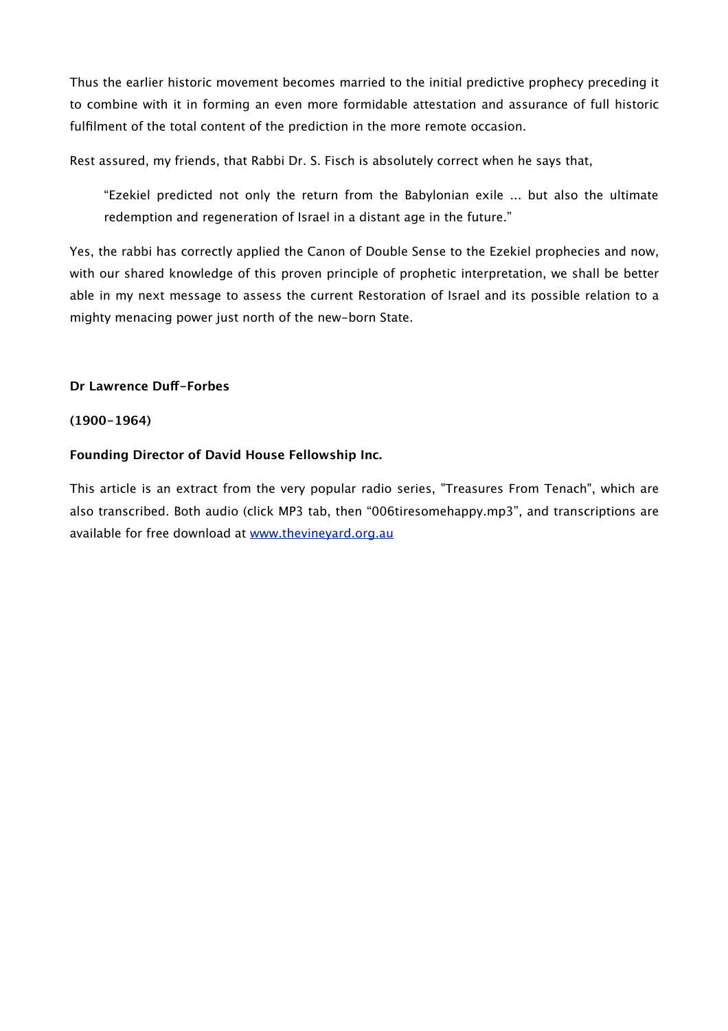Thus the earlier historic movement becomes married to the initial predictive prophecy preceding it to combine with it in forming an even more formidable attestation and assurance of full historic fulfilment of the total content of the prediction in the more remote occasion.

Rest assured, my friends, that Rabbi Dr. S. Fisch is absolutely correct when he says that,

> "Ezekiel predicted not only the return from the Babylonian exile ... but also the ultimate redemption and regeneration of Israel in a distant age in the future."

Yes, the rabbi has correctly applied the Canon of Double Sense to the Ezekiel prophecies and now, with our shared knowledge of this proven principle of prophetic interpretation, we shall be better able in my next message to assess the current Restoration of Israel and its possible relation to a mighty menacing power just north of the new-born State.

**Dr Lawrence Duff-Forbes**

**(1900-1964)**

**Founding Director of David House Fellowship Inc.**

This article is an extract from the very popular radio series, "Treasures From Tenach", which are also transcribed. Both audio (click MP3 tab, then "006tiresomehappy.mp3", and transcriptions are available for free download at [www.thevineyard.org.au](http://www.thevineyard.org.au)